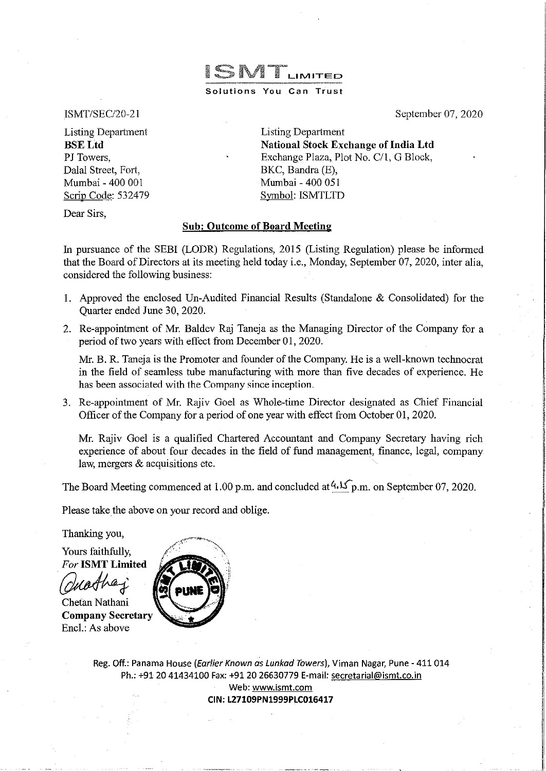**ISMT LIMITED**

**Solutions You Can Trust**

ISMT/SEC/20-21

September 07, 2020

Listing Department
**BSE Ltd**
PJ Towers,
Dalal Street, Fort,
Mumbai - 400 001
Scrip Code: 532479

Listing Department
**National Stock Exchange of India Ltd**
Exchange Plaza, Plot No. C/1, G Block,
BKC, Bandra (E),
Mumbai - 400 051
Symbol: ISMTLTD

Dear Sirs,

**Sub: Outcome of Board Meeting**

In pursuance of the SEBI (LODR) Regulations, 2015 (Listing Regulation) please be informed that the Board of Directors at its meeting held today i.e., Monday, September 07, 2020, inter alia, considered the following business:

1. Approved the enclosed Un-Audited Financial Results (Standalone & Consolidated) for the Quarter ended June 30, 2020.

2. Re-appointment of Mr. Baldev Raj Taneja as the Managing Director of the Company for a period of two years with effect from December 01, 2020.

   Mr. B. R. Taneja is the Promoter and founder of the Company. He is a well-known technocrat in the field of seamless tube manufacturing with more than five decades of experience. He has been associated with the Company since inception.

3. Re-appointment of Mr. Rajiv Goel as Whole-time Director designated as Chief Financial Officer of the Company for a period of one year with effect from October 01, 2020.

   Mr. Rajiv Goel is a qualified Chartered Accountant and Company Secretary having rich experience of about four decades in the field of fund management, finance, legal, company law, mergers & acquisitions etc.

The Board Meeting commenced at 1.00 p.m. and concluded at 4.15 p.m. on September 07, 2020.

Please take the above on your record and oblige.

Thanking you,

Yours faithfully,
*For* **ISMT Limited**

Chetan Nathani
**Company Secretary**
Encl.: As above

Reg. Off.: Panama House (*Earlier Known as Lunkad Towers*), Viman Nagar, Pune - 411 014
Ph.: +91 20 41434100 Fax: +91 20 26630779 E-mail: secretarial@ismt.co.in
Web: www.ismt.com
**CIN: L27109PN1999PLC016417**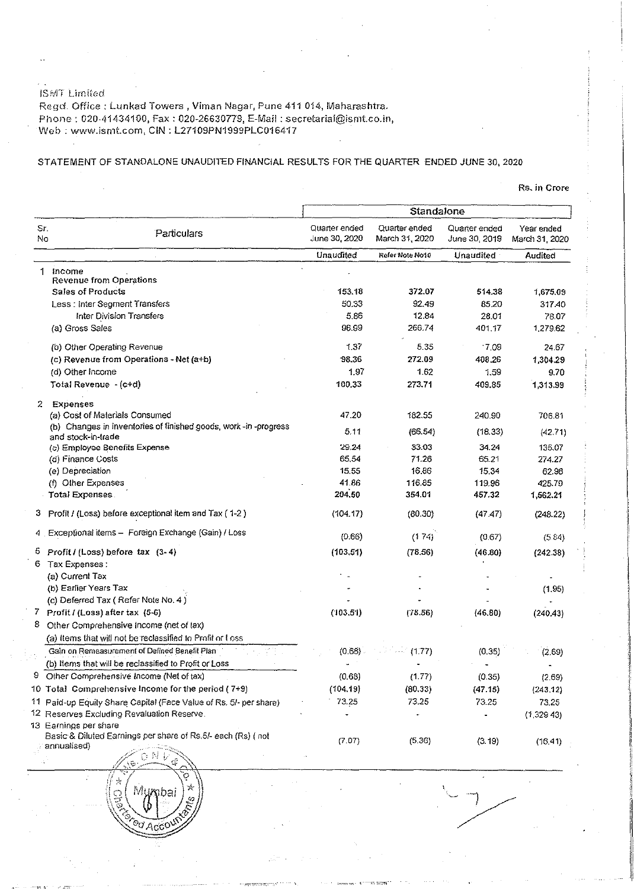ISMT Limited

Regd. Office : Lunkad Towers , Viman Nagar, Pune 411 014, Maharashtra.
Phone : 020-41434100, Fax : 020-26630779, E-Mail : secretarial@ismt.co.in,
Web : www.ismt.com, CIN : L27109PN1999PLC016417

STATEMENT OF STANDALONE UNAUDITED FINANCIAL RESULTS FOR THE QUARTER ENDED JUNE 30, 2020

Rs. in Crore

| Sr. No | Particulars | Standalone | | | |
|---|---|---|---|---|---|
| | | Quarter ended June 30, 2020 | Quarter ended March 31, 2020 | Quarter ended June 30, 2019 | Year ended March 31, 2020 |
| | | Unaudited | Refer Note No10 | Unaudited | Audited |
| 1 | **Income** | | | | |
| | **Revenue from Operations** | | | | |
| | **Sales of Products** | 153.18 | 372.07 | 514.38 | 1,675.09 |
| | Less : Inter Segment Transfers | 50.33 | 92.49 | 85.20 | 317.40 |
| | Inter Division Transfers | 5.86 | 12.84 | 28.01 | 78.07 |
| | (a) Gross Sales | 96.99 | 266.74 | 401.17 | 1,279.62 |
| | (b) Other Operating Revenue | 1.37 | 5.35 | 7.09 | 24.67 |
| | (c) Revenue from Operations - Net (a+b) | 98.36 | 272.09 | 408.26 | 1,304.29 |
| | (d) Other Income | 1.97 | 1.62 | 1.59 | 9.70 |
| | Total Revenue - (c+d) | 100.33 | 273.71 | 409.85 | 1,313.99 |
| 2 | **Expenses** | | | | |
| | (a) Cost of Materials Consumed | 47.20 | 182.55 | 240.90 | 706.81 |
| | (b) Changes in inventories of finished goods, work -in -progress and stock-in-trade | 5.11 | (66.54) | (18.33) | (42.71) |
| | (c) Employee Benefits Expense | 29.24 | 33.03 | 34.24 | 135.07 |
| | (d) Finance Costs | 65.54 | 71.26 | 65.21 | 274.27 |
| | (e) Depreciation | 15.55 | 16.66 | 15.34 | 62.98 |
| | (f) Other Expenses | 41.86 | 116.85 | 119.96 | 425.79 |
| | **Total Expenses** | 204.50 | 354.01 | 457.32 | 1,562.21 |
| 3 | Profit / (Loss) before exceptional item and Tax ( 1-2 ) | (104.17) | (80.30) | (47.47) | (248.22) |
| 4 | Exceptional items – Foreign Exchange (Gain) / Loss | (0.66) | (1.74) | (0.67) | (5.84) |
| 5 | **Profit / (Loss) before tax (3- 4)** | (103.51) | (78.56) | (46.80) | (242.38) |
| 6 | Tax Expenses : | | | | |
| | (a) Current Tax | - | - | - | - |
| | (b) Earlier Years Tax | - | - | - | (1.95) |
| | (c) Deferred Tax ( Refer Note No. 4 ) | - | - | - | - |
| 7 | Profit / (Loss) after tax (5-6) | (103.51) | (78.56) | (46.80) | (240.43) |
| 8 | Other Comprehensive Income (net of tax) | | | | |
| | (a) Items that will not be reclassified to Profit or Loss | | | | |
| | Gain on Remeasurement of Defined Benefit Plan | (0.68) | (1.77) | (0.35) | (2.69) |
| | (b) Items that will be reclassified to Profit or Loss | - | - | - | - |
| 9 | Other Comprehensive Income (Net of tax) | (0.68) | (1.77) | (0.35) | (2.69) |
| 10 | **Total Comprehensive Income for the period ( 7+9)** | (104.19) | (80.33) | (47.15) | (243.12) |
| 11 | Paid-up Equity Share Capital (Face Value of Rs. 5/- per share) | 73.25 | 73.25 | 73.25 | 73.25 |
| 12 | Reserves Excluding Revaluation Reserve | - | - | - | (1,329.43) |
| 13 | Earnings per share | | | | |
| | Basic & Diluted Earnings per share of Rs.5/- each (Rs) ( not annualised) | (7.07) | (5.36) | (3.19) | (16.41) |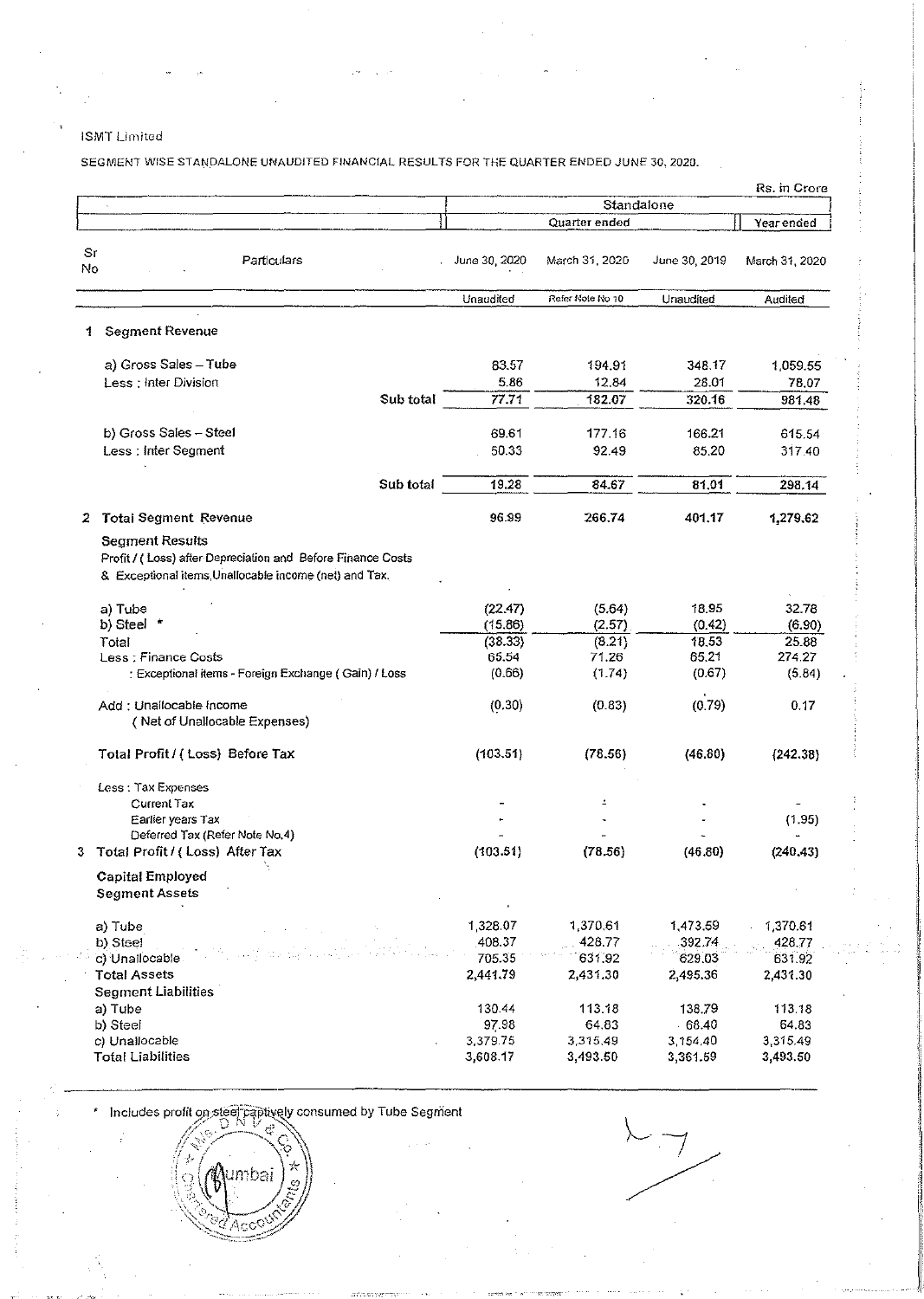ISMT Limited

SEGMENT WISE STANDALONE UNAUDITED FINANCIAL RESULTS FOR THE QUARTER ENDED JUNE 30, 2020.

Rs. in Crore

| Sr No | Particulars | Standalone | | | |
|---|---|---|---|---|---|
| | | Quarter ended | | | Year ended |
| | | June 30, 2020 | March 31, 2020 | June 30, 2019 | March 31, 2020 |
| | | Unaudited | Refer Note No 10 | Unaudited | Audited |
| 1 | **Segment Revenue** | | | | |
| | a) Gross Sales – Tube | 83.57 | 194.91 | 348.17 | 1,059.55 |
| | Less : Inter Division | 5.86 | 12.84 | 28.01 | 78.07 |
| | Sub total | 77.71 | 182.07 | 320.16 | 981.48 |
| | b) Gross Sales – Steel | 69.61 | 177.16 | 166.21 | 615.54 |
| | Less : Inter Segment | 50.33 | 92.49 | 85.20 | 317.40 |
| | Sub total | 19.28 | 84.67 | 81.01 | 298.14 |
| 2 | **Total Segment Revenue** | **96.99** | **266.74** | **401.17** | **1,279.62** |
| | **Segment Results** Profit / ( Loss) after Depreciation and Before Finance Costs & Exceptional items,Unallocable income (net) and Tax. | | | | |
| | a) Tube | (22.47) | (5.64) | 18.95 | 32.78 |
| | b) Steel * | (15.86) | (2.57) | (0.42) | (6.90) |
| | Total | (38.33) | (8.21) | 18.53 | 25.88 |
| | Less : Finance Costs | 65.54 | 71.26 | 65.21 | 274.27 |
| | : Exceptional items - Foreign Exchange ( Gain) / Loss | (0.66) | (1.74) | (0.67) | (5.84) |
| | Add : Unallocable Income ( Net of Unallocable Expenses) | (0.30) | (0.83) | (0.79) | 0.17 |
| | **Total Profit / ( Loss) Before Tax** | (103.51) | (78.56) | (46.80) | (242.38) |
| | Less : Tax Expenses | | | | |
| | Current Tax | - | - | - | - |
| | Earlier years Tax | - | - | - | (1.95) |
| | Deferred Tax (Refer Note No.4) | - | - | - | - |
| 3 | **Total Profit / ( Loss) After Tax** | (103.51) | (78.56) | (46.80) | (240.43) |
| | **Capital Employed** | | | | |
| | **Segment Assets** | | | | |
| | a) Tube | 1,328.07 | 1,370.61 | 1,473.59 | 1,370.61 |
| | b) Steel | 408.37 | 428.77 | 392.74 | 428.77 |
| | c) Unallocable | 705.35 | 631.92 | 629.03 | 631.92 |
| | **Total Assets** | 2,441.79 | 2,431.30 | 2,495.36 | 2,431.30 |
| | **Segment Liabilities** | | | | |
| | a) Tube | 130.44 | 113.18 | 138.79 | 113.18 |
| | b) Steel | 97.98 | 64.83 | 68.40 | 64.83 |
| | c) Unallocable | 3,379.75 | 3,315.49 | 3,154.40 | 3,315.49 |
| | **Total Liabilities** | 3,608.17 | 3,493.50 | 3,361.59 | 3,493.50 |

\* Includes profit on steel captively consumed by Tube Segment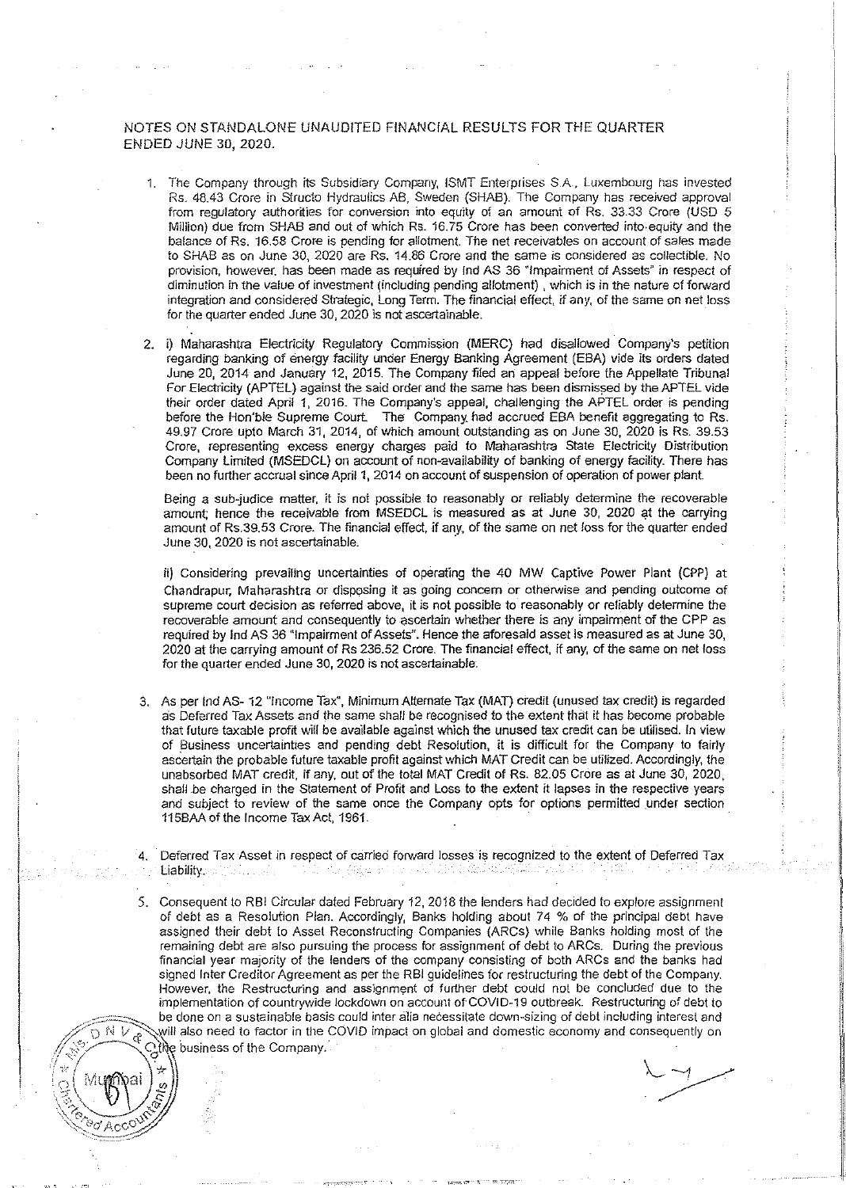# NOTES ON STANDALONE UNAUDITED FINANCIAL RESULTS FOR THE QUARTER ENDED JUNE 30, 2020.

1. The Company through its Subsidiary Company, ISMT Enterprises S.A., Luxembourg has invested Rs. 48.43 Crore in Structo Hydraulics AB, Sweden (SHAB). The Company has received approval from regulatory authorities for conversion into equity of an amount of Rs. 33.33 Crore (USD 5 Million) due from SHAB and out of which Rs. 16.75 Crore has been converted into equity and the balance of Rs. 16.58 Crore is pending for allotment. The net receivables on account of sales made to SHAB as on June 30, 2020 are Rs. 14.86 Crore and the same is considered as collectible. No provision, however, has been made as required by Ind AS 36 "Impairment of Assets" in respect of diminution in the value of investment (including pending allotment), which is in the nature of forward integration and considered Strategic, Long Term. The financial effect, if any, of the same on net loss for the quarter ended June 30, 2020 is not ascertainable.

2. i) Maharashtra Electricity Regulatory Commission (MERC) had disallowed Company's petition regarding banking of energy facility under Energy Banking Agreement (EBA) vide its orders dated June 20, 2014 and January 12, 2015. The Company filed an appeal before the Appellate Tribunal For Electricity (APTEL) against the said order and the same has been dismissed by the APTEL vide their order dated April 1, 2016. The Company's appeal, challenging the APTEL order is pending before the Hon'ble Supreme Court. The Company had accrued EBA benefit aggregating to Rs. 49.97 Crore upto March 31, 2014, of which amount outstanding as on June 30, 2020 is Rs. 39.53 Crore, representing excess energy charges paid to Maharashtra State Electricity Distribution Company Limited (MSEDCL) on account of non-availability of banking of energy facility. There has been no further accrual since April 1, 2014 on account of suspension of operation of power plant.

   Being a sub-judice matter, it is not possible to reasonably or reliably determine the recoverable amount; hence the receivable from MSEDCL is measured as at June 30, 2020 at the carrying amount of Rs.39.53 Crore. The financial effect, if any, of the same on net loss for the quarter ended June 30, 2020 is not ascertainable.

   ii) Considering prevailing uncertainties of operating the 40 MW Captive Power Plant (CPP) at Chandrapur, Maharashtra or disposing it as going concern or otherwise and pending outcome of supreme court decision as referred above, it is not possible to reasonably or reliably determine the recoverable amount and consequently to ascertain whether there is any impairment of the CPP as required by Ind AS 36 "Impairment of Assets". Hence the aforesaid asset is measured as at June 30, 2020 at the carrying amount of Rs 236.52 Crore. The financial effect, if any, of the same on net loss for the quarter ended June 30, 2020 is not ascertainable.

3. As per Ind AS- 12 "Income Tax", Minimum Alternate Tax (MAT) credit (unused tax credit) is regarded as Deferred Tax Assets and the same shall be recognised to the extent that it has become probable that future taxable profit will be available against which the unused tax credit can be utilised. In view of Business uncertainties and pending debt Resolution, it is difficult for the Company to fairly ascertain the probable future taxable profit against which MAT Credit can be utilized. Accordingly, the unabsorbed MAT credit, if any, out of the total MAT Credit of Rs. 82.05 Crore as at June 30, 2020, shall be charged in the Statement of Profit and Loss to the extent it lapses in the respective years and subject to review of the same once the Company opts for options permitted under section 115BAA of the Income Tax Act, 1961.

4. Deferred Tax Asset in respect of carried forward losses is recognized to the extent of Deferred Tax Liability.

5. Consequent to RBI Circular dated February 12, 2018 the lenders had decided to explore assignment of debt as a Resolution Plan. Accordingly, Banks holding about 74 % of the principal debt have assigned their debt to Asset Reconstructing Companies (ARCs) while Banks holding most of the remaining debt are also pursuing the process for assignment of debt to ARCs. During the previous financial year majority of the lenders of the company consisting of both ARCs and the banks had signed Inter Creditor Agreement as per the RBI guidelines for restructuring the debt of the Company. However, the Restructuring and assignment of further debt could not be concluded due to the implementation of countrywide lockdown on account of COVID-19 outbreak. Restructuring of debt to be done on a sustainable basis could inter alia necessitate down-sizing of debt including interest and will also need to factor in the COVID impact on global and domestic economy and consequently on the business of the Company.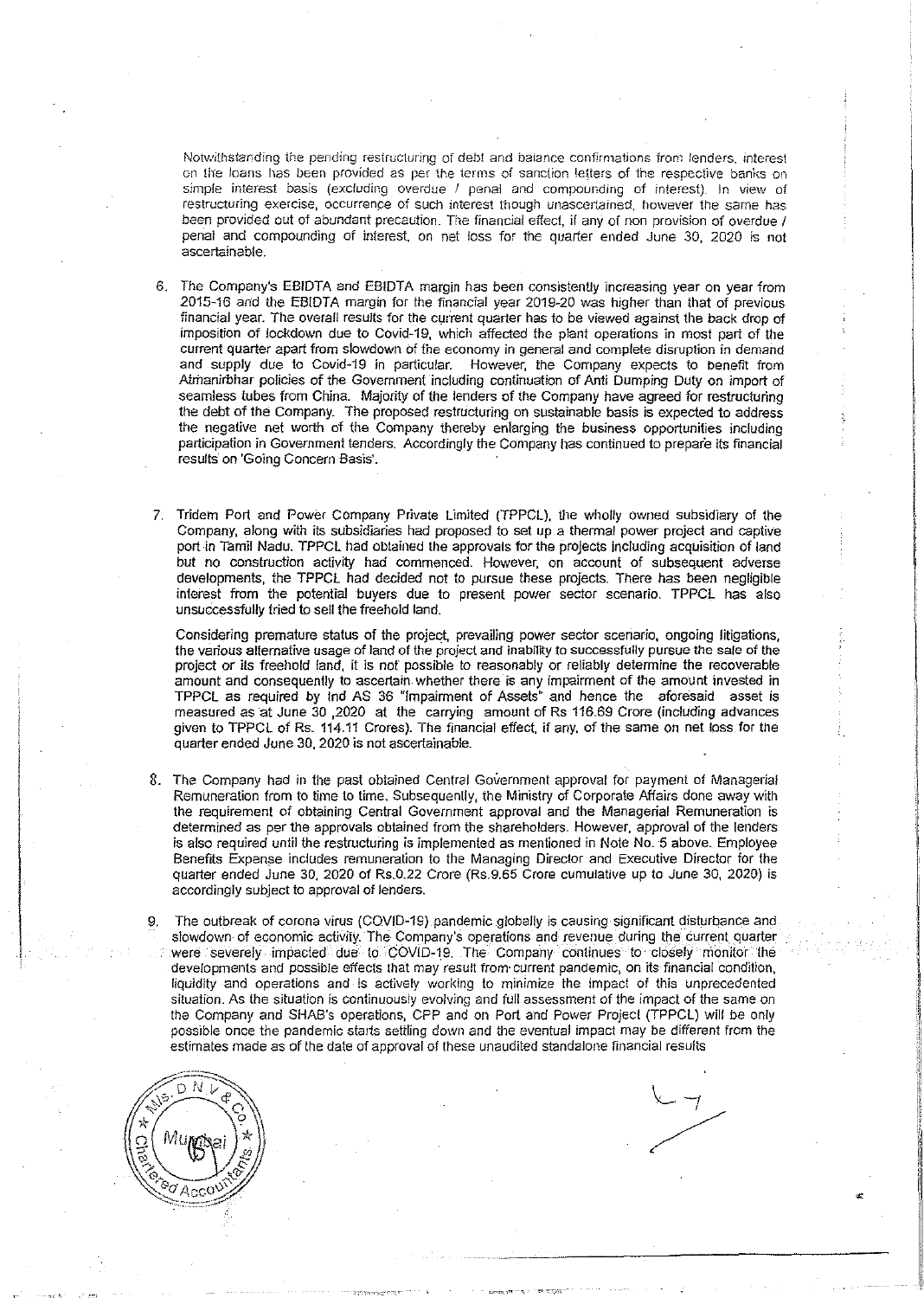Notwithstanding the pending restructuring of debt and balance confirmations from lenders, interest on the loans has been provided as per the terms of sanction letters of the respective banks on simple interest basis (excluding overdue / penal and compounding of interest). In view of restructuring exercise, occurrence of such interest though unascertained, however the same has been provided out of abundant precaution. The financial effect, if any of non provision of overdue / penal and compounding of interest, on net loss for the quarter ended June 30, 2020 is not ascertainable.

6. The Company's EBIDTA and EBIDTA margin has been consistently increasing year on year from 2015-16 and the EBIDTA margin for the financial year 2019-20 was higher than that of previous financial year. The overall results for the current quarter has to be viewed against the back drop of imposition of lockdown due to Covid-19, which affected the plant operations in most part of the current quarter apart from slowdown of the economy in general and complete disruption in demand and supply due to Covid-19 in particular. However, the Company expects to benefit from Atmanirbhar policies of the Government including continuation of Anti Dumping Duty on import of seamless tubes from China. Majority of the lenders of the Company have agreed for restructuring the debt of the Company. The proposed restructuring on sustainable basis is expected to address the negative net worth of the Company thereby enlarging the business opportunities including participation in Government tenders. Accordingly the Company has continued to prepare its financial results on 'Going Concern Basis'.

7. Tridem Port and Power Company Private Limited (TPPCL), the wholly owned subsidiary of the Company, along with its subsidiaries had proposed to set up a thermal power project and captive port in Tamil Nadu. TPPCL had obtained the approvals for the projects including acquisition of land but no construction activity had commenced. However, on account of subsequent adverse developments, the TPPCL had decided not to pursue these projects. There has been negligible interest from the potential buyers due to present power sector scenario. TPPCL has also unsuccessfully tried to sell the freehold land.

   Considering premature status of the project, prevailing power sector scenario, ongoing litigations, the various alternative usage of land of the project and inability to successfully pursue the sale of the project or its freehold land, it is not possible to reasonably or reliably determine the recoverable amount and consequently to ascertain whether there is any impairment of the amount invested in TPPCL as required by Ind AS 36 "Impairment of Assets" and hence the aforesaid asset is measured as at June 30 ,2020 at the carrying amount of Rs 116.69 Crore (including advances given to TPPCL of Rs. 114.11 Crores). The financial effect, if any, of the same on net loss for the quarter ended June 30, 2020 is not ascertainable.

8. The Company had in the past obtained Central Government approval for payment of Managerial Remuneration from time to time. Subsequently, the Ministry of Corporate Affairs done away with the requirement of obtaining Central Government approval and the Managerial Remuneration is determined as per the approvals obtained from the shareholders. However, approval of the lenders is also required until the restructuring is implemented as mentioned in Note No. 5 above. Employee Benefits Expense includes remuneration to the Managing Director and Executive Director for the quarter ended June 30, 2020 of Rs.0.22 Crore (Rs.9.65 Crore cumulative up to June 30, 2020) is accordingly subject to approval of lenders.

9. The outbreak of corona virus (COVID-19) pandemic globally is causing significant disturbance and slowdown of economic activity. The Company's operations and revenue during the current quarter were severely impacted due to COVID-19. The Company continues to closely monitor the developments and possible effects that may result from current pandemic, on its financial condition, liquidity and operations and is actively working to minimize the impact of this unprecedented situation. As the situation is continuously evolving and full assessment of the impact of the same on the Company and SHAB's operations, CPP and on Port and Power Project (TPPCL) will be only possible once the pandemic starts settling down and the eventual impact may be different from the estimates made as of the date of approval of these unaudited standalone financial results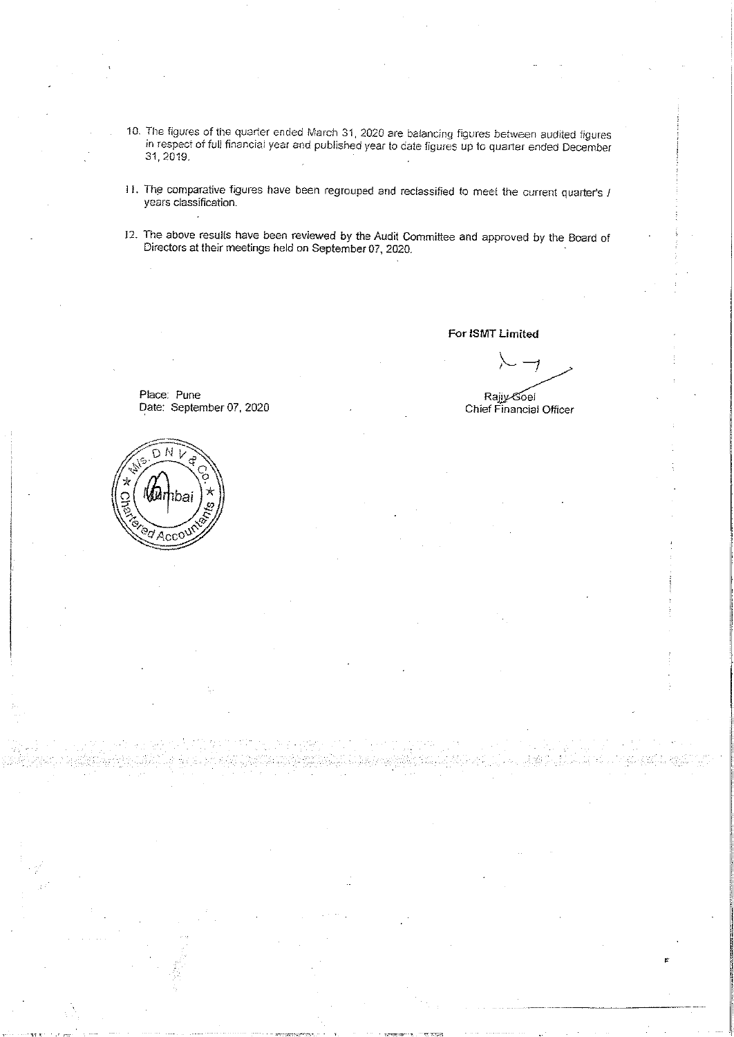10. The figures of the quarter ended March 31, 2020 are balancing figures between audited figures in respect of full financial year and published year to date figures up to quarter ended December 31, 2019.

11. The comparative figures have been regrouped and reclassified to meet the current quarter's / years classification.

12. The above results have been reviewed by the Audit Committee and approved by the Board of Directors at their meetings held on September 07, 2020.

**For ISMT Limited**

Rajiv Goel
Chief Financial Officer

Place: Pune
Date: September 07, 2020

M/s. D N V & Co.
Mumbai
Chartered Accountants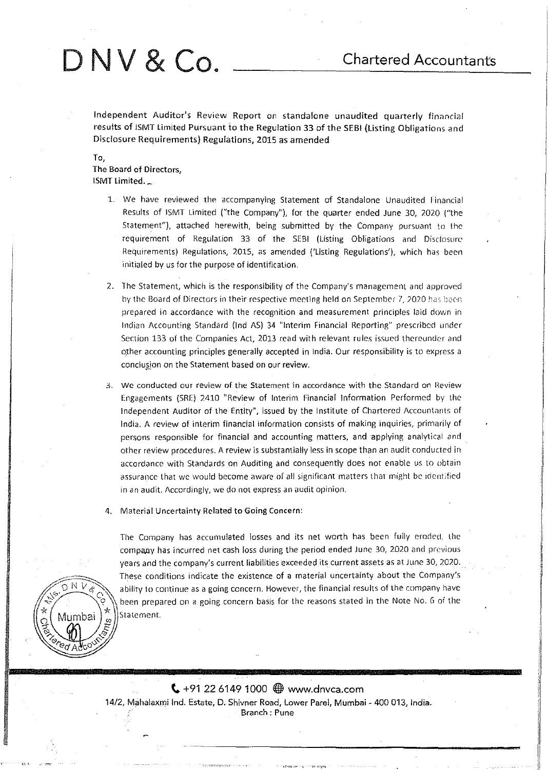# D N V & Co.

## Chartered Accountants

**Independent Auditor's Review Report on standalone unaudited quarterly financial results of ISMT Limited Pursuant to the Regulation 33 of the SEBI (Listing Obligations and Disclosure Requirements) Regulations, 2015 as amended**

To,
The Board of Directors,
ISMT Limited.

1. We have reviewed the accompanying Statement of Standalone Unaudited Financial Results of ISMT Limited ("the Company"), for the quarter ended June 30, 2020 ("the Statement"), attached herewith, being submitted by the Company pursuant to the requirement of Regulation 33 of the SEBI (Listing Obligations and Disclosure Requirements) Regulations, 2015, as amended ('Listing Regulations'), which has been initialed by us for the purpose of identification.

2. The Statement, which is the responsibility of the Company's management and approved by the Board of Directors in their respective meeting held on September 7, 2020 has been prepared in accordance with the recognition and measurement principles laid down in Indian Accounting Standard (Ind AS) 34 "Interim Financial Reporting" prescribed under Section 133 of the Companies Act, 2013 read with relevant rules issued thereunder and other accounting principles generally accepted in India. Our responsibility is to express a conclusion on the Statement based on our review.

3. We conducted our review of the Statement in accordance with the Standard on Review Engagements (SRE) 2410 "Review of Interim Financial Information Performed by the Independent Auditor of the Entity", issued by the Institute of Chartered Accountants of India. A review of interim financial information consists of making inquiries, primarily of persons responsible for financial and accounting matters, and applying analytical and other review procedures. A review is substantially less in scope than an audit conducted in accordance with Standards on Auditing and consequently does not enable us to obtain assurance that we would become aware of all significant matters that might be identified in an audit. Accordingly, we do not express an audit opinion.

4. Material Uncertainty Related to Going Concern:

   The Company has accumulated losses and its net worth has been fully eroded, the company has incurred net cash loss during the period ended June 30, 2020 and previous years and the company's current liabilities exceeded its current assets as at June 30, 2020. These conditions indicate the existence of a material uncertainty about the Company's ability to continue as a going concern. However, the financial results of the company have been prepared on a going concern basis for the reasons stated in the Note No. 6 of the Statement.

+91 22 6149 1000 www.dnvca.com
14/2, Mahalaxmi Ind. Estate, D. Shivner Road, Lower Parel, Mumbai - 400 013, India.
Branch : Pune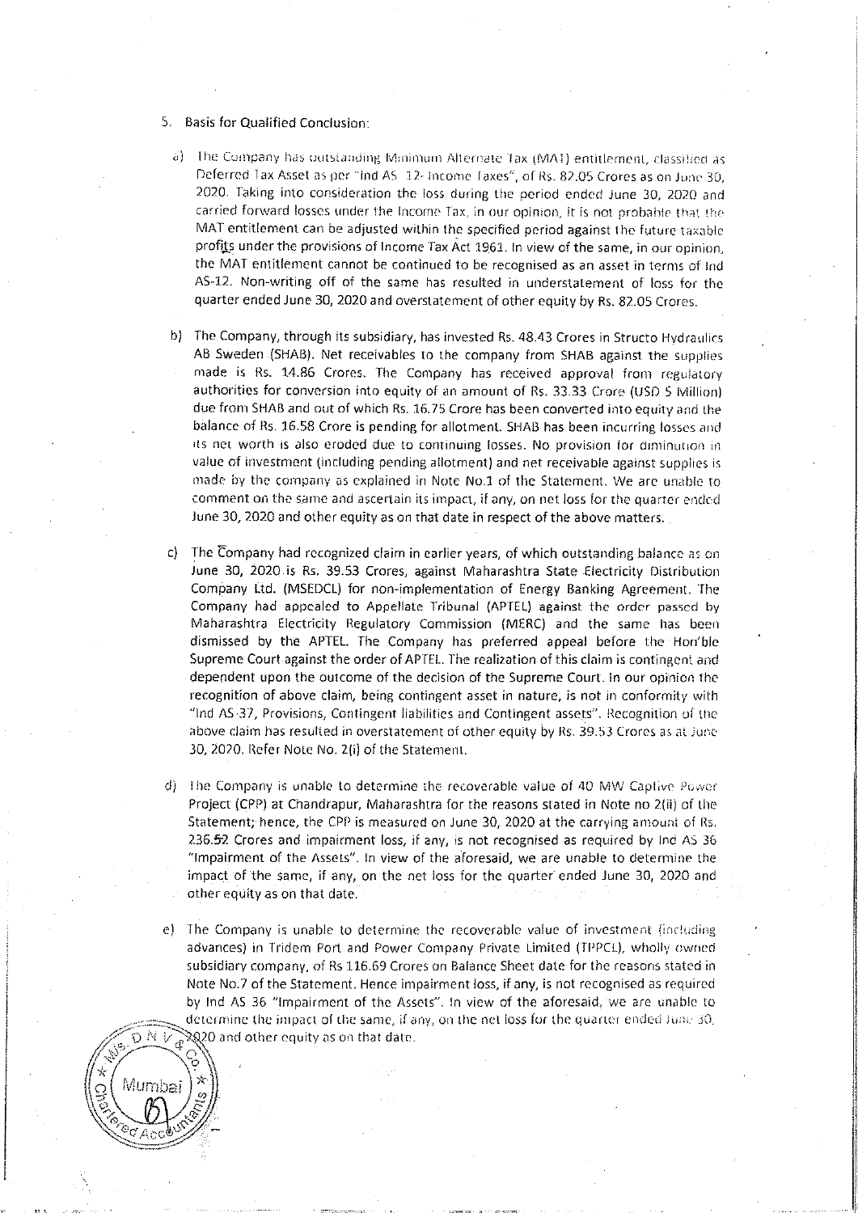5. Basis for Qualified Conclusion:

a) The Company has outstanding Minimum Alternate Tax (MAT) entitlement, classified as Deferred Tax Asset as per "Ind AS 12- Income Taxes", of Rs. 82.05 Crores as on June 30, 2020. Taking into consideration the loss during the period ended June 30, 2020 and carried forward losses under the Income Tax, in our opinion, it is not probable that the MAT entitlement can be adjusted within the specified period against the future taxable profits under the provisions of Income Tax Act 1961. In view of the same, in our opinion, the MAT entitlement cannot be continued to be recognised as an asset in terms of Ind AS-12. Non-writing off of the same has resulted in understatement of loss for the quarter ended June 30, 2020 and overstatement of other equity by Rs. 82.05 Crores.

b) The Company, through its subsidiary, has invested Rs. 48.43 Crores in Structo Hydraulics AB Sweden (SHAB). Net receivables to the company from SHAB against the supplies made is Rs. 14.86 Crores. The Company has received approval from regulatory authorities for conversion into equity of an amount of Rs. 33.33 Crore (USD 5 Million) due from SHAB and out of which Rs. 16.75 Crore has been converted into equity and the balance of Rs. 16.58 Crore is pending for allotment. SHAB has been incurring losses and its net worth is also eroded due to continuing losses. No provision for diminution in value of investment (including pending allotment) and net receivable against supplies is made by the company as explained in Note No.1 of the Statement. We are unable to comment on the same and ascertain its impact, if any, on net loss for the quarter ended June 30, 2020 and other equity as on that date in respect of the above matters.

c) The Company had recognized claim in earlier years, of which outstanding balance as on June 30, 2020 is Rs. 39.53 Crores, against Maharashtra State Electricity Distribution Company Ltd. (MSEDCL) for non-implementation of Energy Banking Agreement. The Company had appealed to Appellate Tribunal (APTEL) against the order passed by Maharashtra Electricity Regulatory Commission (MERC) and the same has been dismissed by the APTEL. The Company has preferred appeal before the Hon'ble Supreme Court against the order of APTEL. The realization of this claim is contingent and dependent upon the outcome of the decision of the Supreme Court. In our opinion the recognition of above claim, being contingent asset in nature, is not in conformity with "Ind AS 37, Provisions, Contingent liabilities and Contingent assets". Recognition of the above claim has resulted in overstatement of other equity by Rs. 39.53 Crores as at June 30, 2020. Refer Note No. 2(i) of the Statement.

d) The Company is unable to determine the recoverable value of 40 MW Captive Power Project (CPP) at Chandrapur, Maharashtra for the reasons stated in Note no 2(ii) of the Statement; hence, the CPP is measured on June 30, 2020 at the carrying amount of Rs. 236.52 Crores and impairment loss, if any, is not recognised as required by Ind AS 36 "Impairment of the Assets". In view of the aforesaid, we are unable to determine the impact of the same, if any, on the net loss for the quarter ended June 30, 2020 and other equity as on that date.

e) The Company is unable to determine the recoverable value of investment (including advances) in Tridem Port and Power Company Private Limited (TPPCL), wholly owned subsidiary company, of Rs 116.69 Crores on Balance Sheet date for the reasons stated in Note No.7 of the Statement. Hence impairment loss, if any, is not recognised as required by Ind AS 36 "Impairment of the Assets". In view of the aforesaid, we are unable to determine the impact of the same, if any, on the net loss for the quarter ended June 30, 2020 and other equity as on that date.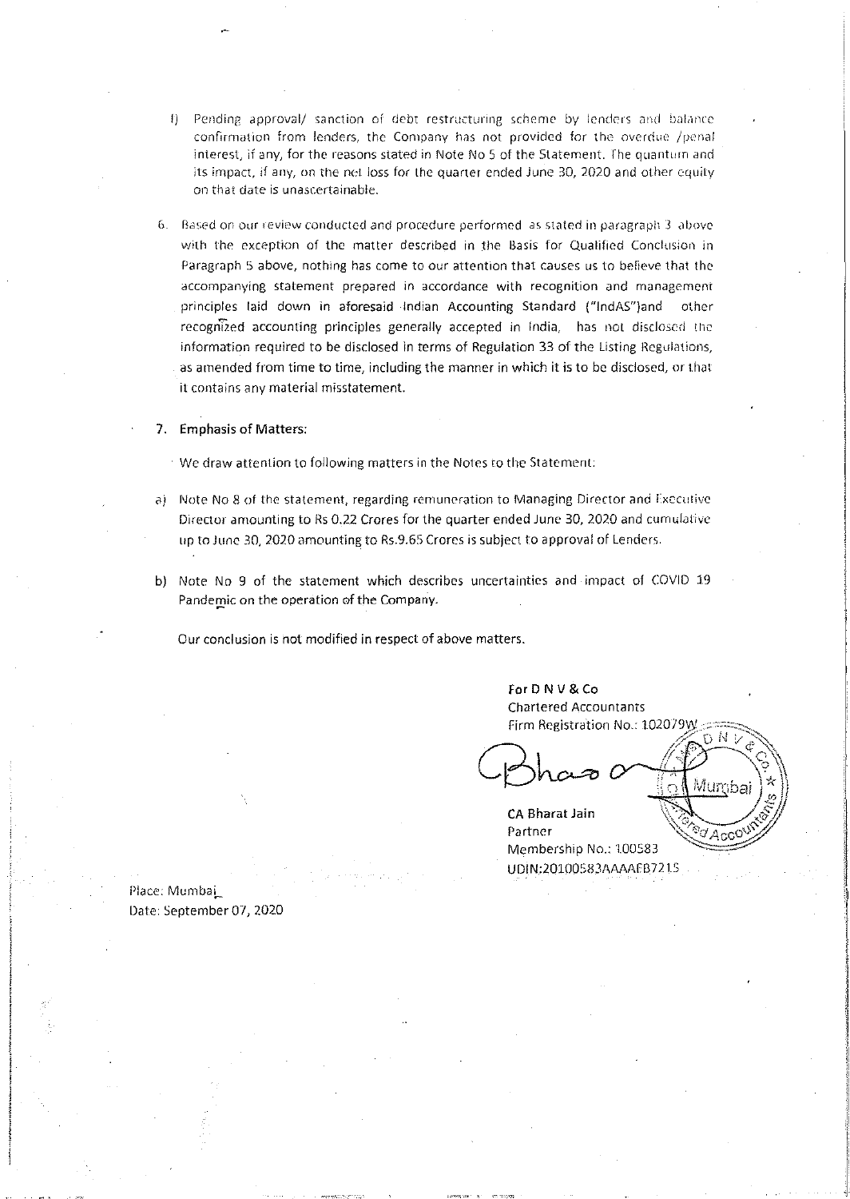f) Pending approval/ sanction of debt restructuring scheme by lenders and balance confirmation from lenders, the Company has not provided for the overdue /penal interest, if any, for the reasons stated in Note No 5 of the Statement. The quantum and its impact, if any, on the net loss for the quarter ended June 30, 2020 and other equity on that date is unascertainable.

6. Based on our review conducted and procedure performed as stated in paragraph 3 above with the exception of the matter described in the Basis for Qualified Conclusion in Paragraph 5 above, nothing has come to our attention that causes us to believe that the accompanying statement prepared in accordance with recognition and management principles laid down in aforesaid Indian Accounting Standard ("IndAS")and other recognized accounting principles generally accepted in India, has not disclosed the information required to be disclosed in terms of Regulation 33 of the Listing Regulations, as amended from time to time, including the manner in which it is to be disclosed, or that it contains any material misstatement.

7. **Emphasis of Matters:**

We draw attention to following matters in the Notes to the Statement:

a) Note No 8 of the statement, regarding remuneration to Managing Director and Executive Director amounting to Rs 0.22 Crores for the quarter ended June 30, 2020 and cumulative up to June 30, 2020 amounting to Rs.9.65 Crores is subject to approval of Lenders.

b) Note No 9 of the statement which describes uncertainties and impact of COVID 19 Pandemic on the operation of the Company.

Our conclusion is not modified in respect of above matters.

**For D N V & Co**
Chartered Accountants
Firm Registration No.: 102079W

CA Bharat Jain
Partner
Membership No.: 100583
UDIN:20100583AAAAFB7215

Place: Mumbai
Date: September 07, 2020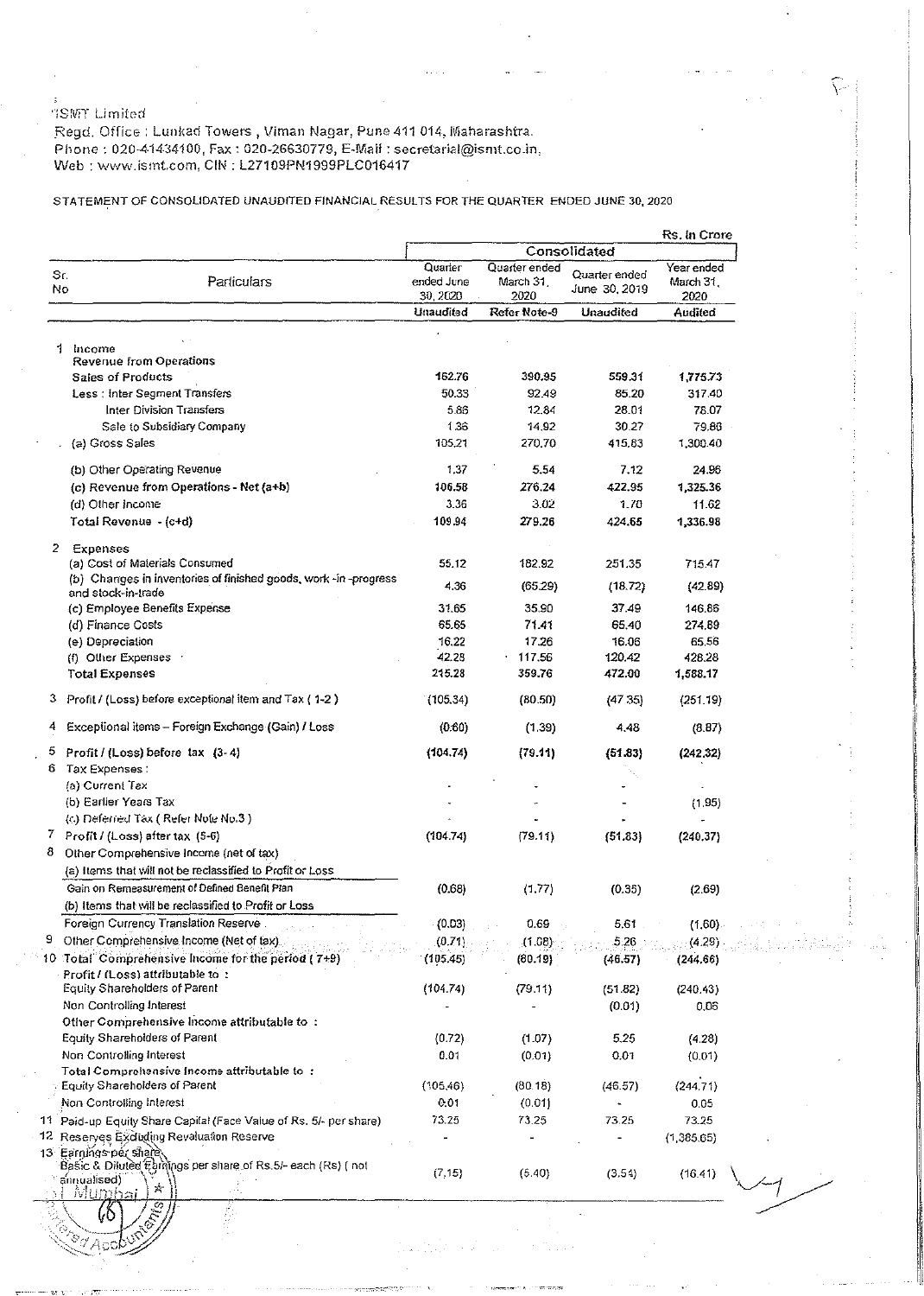ISMT Limited

Regd. Office : Lunkad Towers , Viman Nagar, Pune 411 014, Maharashtra.
Phone : 020-41434100, Fax : 020-26630779, E-Mail : secretarial@ismt.co.in.
Web : www.ismt.com, CIN : L27109PN1999PLC016417

STATEMENT OF CONSOLIDATED UNAUDITED FINANCIAL RESULTS FOR THE QUARTER ENDED JUNE 30, 2020

Rs. In Crore

| Sr. No | Particulars | Consolidated | | | |
|---|---|---|---|---|---|
| | | Quarter ended June 30, 2020 | Quarter ended March 31, 2020 | Quarter ended June 30, 2019 | Year ended March 31, 2020 |
| | | Unaudited | Refer Note-9 | Unaudited | Audited |
| 1 | Income | | | | |
| | Revenue from Operations | | | | |
| | Sales of Products | 162.76 | 390.95 | 559.31 | 1,775.73 |
| | Less : Inter Segment Transfers | 50.33 | 92.49 | 85.20 | 317.40 |
| | Inter Division Transfers | 5.86 | 12.84 | 28.01 | 78.07 |
| | Sale to Subsidiary Company | 1.36 | 14.92 | 30.27 | 79.86 |
| | (a) Gross Sales | 105.21 | 270.70 | 415.83 | 1,300.40 |
| | (b) Other Operating Revenue | 1.37 | 5.54 | 7.12 | 24.96 |
| | (c) Revenue from Operations - Net (a+b) | 106.58 | 276.24 | 422.95 | 1,325.36 |
| | (d) Other Income | 3.36 | 3.02 | 1.70 | 11.62 |
| | Total Revenue - (c+d) | 109.94 | 279.26 | 424.65 | 1,336.98 |
| 2 | Expenses | | | | |
| | (a) Cost of Materials Consumed | 55.12 | 182.92 | 251.35 | 715.47 |
| | (b) Changes in inventories of finished goods, work -in -progress and stock-in-trade | 4.36 | (65.29) | (18.72) | (42.89) |
| | (c) Employee Benefits Expense | 31.65 | 35.90 | 37.49 | 146.86 |
| | (d) Finance Costs | 65.65 | 71.41 | 65.40 | 274.89 |
| | (e) Depreciation | 16.22 | 17.26 | 16.06 | 65.56 |
| | (f) Other Expenses | 42.28 | 117.56 | 120.42 | 428.28 |
| | Total Expenses | 215.28 | 359.76 | 472.00 | 1,588.17 |
| 3 | Profit / (Loss) before exceptional item and Tax ( 1-2 ) | (105.34) | (80.50) | (47.35) | (251.19) |
| 4 | Exceptional items – Foreign Exchange (Gain) / Loss | (0.60) | (1.39) | 4.48 | (8.87) |
| 5 | Profit / (Loss) before tax (3- 4) | (104.74) | (79.11) | (51.83) | (242.32) |
| 6 | Tax Expenses : | | | | |
| | (a) Current Tax | - | - | - | - |
| | (b) Earlier Years Tax | - | - | - | (1.95) |
| | (c) Deferred Tax ( Refer Note No.3 ) | - | - | - | - |
| 7 | Profit / (Loss) after tax (5-6) | (104.74) | (79.11) | (51.83) | (240.37) |
| 8 | Other Comprehensive Income (net of tax) | | | | |
| | (a) Items that will not be reclassified to Profit or Loss | | | | |
| | Gain on Remeasurement of Defined Benefit Plan | (0.68) | (1.77) | (0.35) | (2.69) |
| | (b) Items that will be reclassified to Profit or Loss | | | | |
| | Foreign Currency Translation Reserve | (0.03) | 0.69 | 5.61 | (1.60) |
| 9 | Other Comprehensive Income (Net of tax) | (0.71) | (1.08) | 5.26 | (4.29) |
| 10 | Total Comprehensive Income for the period ( 7+9) | (105.45) | (80.19) | (46.57) | (244.66) |
| | Profit / (Loss) attributable to : | | | | |
| | Equity Shareholders of Parent | (104.74) | (79.11) | (51.82) | (240.43) |
| | Non Controlling Interest | - | - | (0.01) | 0.06 |
| | Other Comprehensive Income attributable to : | | | | |
| | Equity Shareholders of Parent | (0.72) | (1.07) | 5.25 | (4.28) |
| | Non Controlling Interest | 0.01 | (0.01) | 0.01 | (0.01) |
| | Total Comprehensive Income attributable to : | | | | |
| | Equity Shareholders of Parent | (105.46) | (80.18) | (46.57) | (244.71) |
| | Non Controlling Interest | 0.01 | (0.01) | - | 0.05 |
| 11 | Paid-up Equity Share Capital (Face Value of Rs. 5/- per share) | 73.25 | 73.25 | 73.25 | 73.25 |
| 12 | Reserves Excluding Revaluation Reserve | - | - | - | (1,385.65) |
| 13 | Earnings per share | | | | |
| | Basic & Diluted Earnings per share of Rs.5/- each (Rs) ( not annualised) | (7.15) | (5.40) | (3.54) | (16.41) |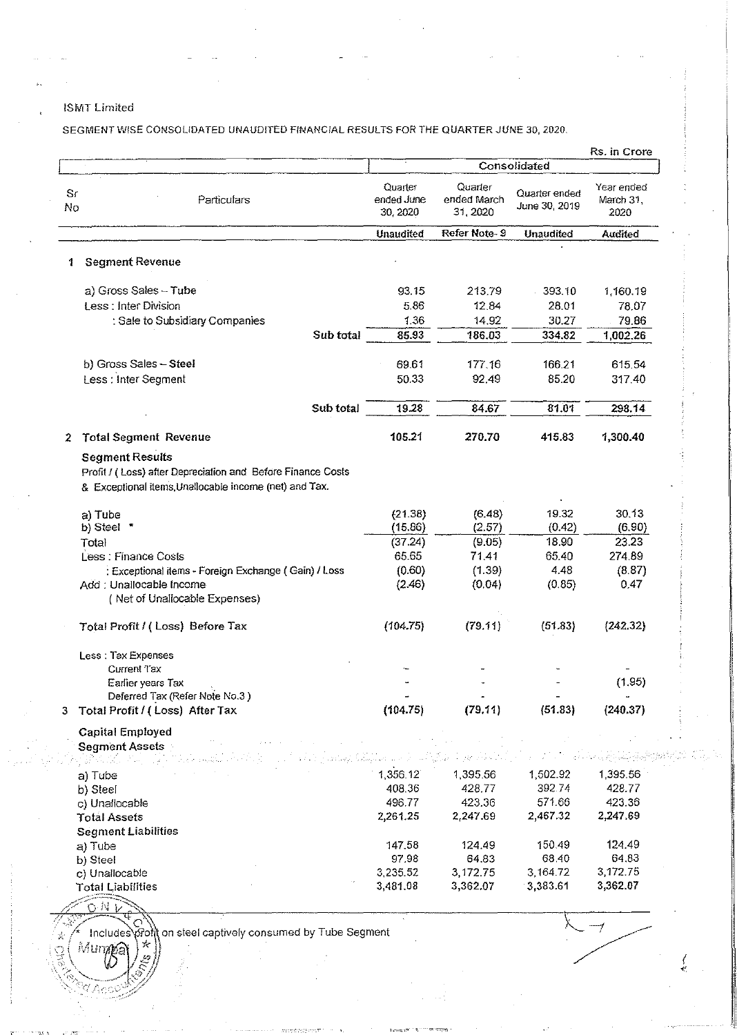ISMT Limited

SEGMENT WISE CONSOLIDATED UNAUDITED FINANCIAL RESULTS FOR THE QUARTER JUNE 30, 2020.

Rs. in Crore

| Sr No | Particulars | Consolidated | | | |
|---|---|---|---|---|---|
| | | Quarter ended June 30, 2020 | Quarter ended March 31, 2020 | Quarter ended June 30, 2019 | Year ended March 31, 2020 |
| | | Unaudited | Refer Note- 9 | Unaudited | Audited |
| 1 | **Segment Revenue** | | | | |
| | a) Gross Sales – Tube | 93.15 | 213.79 | 393.10 | 1,160.19 |
| | Less : Inter Division | 5.86 | 12.84 | 28.01 | 78.07 |
| | : Sale to Subsidiary Companies | 1.36 | 14.92 | 30.27 | 79.86 |
| | **Sub total** | **85.93** | **186.03** | **334.82** | **1,002.26** |
| | b) Gross Sales – **Steel** | 69.61 | 177.16 | 166.21 | 615.54 |
| | Less : Inter Segment | 50.33 | 92.49 | 85.20 | 317.40 |
| | **Sub total** | **19.28** | **84.67** | **81.01** | **298.14** |
| 2 | **Total Segment Revenue** | **105.21** | **270.70** | **415.83** | **1,300.40** |
| | **Segment Results** Profit / ( Loss) after Depreciation and Before Finance Costs & Exceptional items,Unallocable income (net) and Tax. | | | | |
| | a) Tube | (21.38) | (6.48) | 19.32 | 30.13 |
| | b) Steel * | (15.86) | (2.57) | (0.42) | (6.90) |
| | Total | (37.24) | (9.05) | 18.90 | 23.23 |
| | Less : Finance Costs | 65.65 | 71.41 | 65.40 | 274.89 |
| | : Exceptional items - Foreign Exchange ( Gain) / Loss | (0.60) | (1.39) | 4.48 | (8.87) |
| | Add : Unallocable Income ( Net of Unallocable Expenses) | (2.46) | (0.04) | (0.85) | 0.47 |
| | **Total Profit / ( Loss) Before Tax** | **(104.75)** | **(79.11)** | **(51.83)** | **(242.32)** |
| | Less : Tax Expenses | | | | |
| | Current Tax | - | - | - | - |
| | Earlier years Tax | - | - | - | (1.95) |
| | Deferred Tax (Refer Note No.3 ) | - | - | - | - |
| 3 | **Total Profit / ( Loss) After Tax** | **(104.75)** | **(79.11)** | **(51.83)** | **(240.37)** |
| | **Capital Employed** | | | | |
| | **Segment Assets** | | | | |
| | a) Tube | 1,356.12 | 1,395.56 | 1,502.92 | 1,395.56 |
| | b) Steel | 408.36 | 428.77 | 392.74 | 428.77 |
| | c) Unallocable | 496.77 | 423.36 | 571.66 | 423.36 |
| | **Total Assets** | 2,261.25 | 2,247.69 | 2,467.32 | 2,247.69 |
| | **Segment Liabilities** | | | | |
| | a) Tube | 147.58 | 124.49 | 150.49 | 124.49 |
| | b) Steel | 97.98 | 64.83 | 68.40 | 64.83 |
| | c) Unallocable | 3,235.52 | 3,172.75 | 3,164.72 | 3,172.75 |
| | **Total Liabilities** | 3,481.08 | 3,362.07 | 3,383.61 | 3,362.07 |

\* Includes profit on steel captively consumed by Tube Segment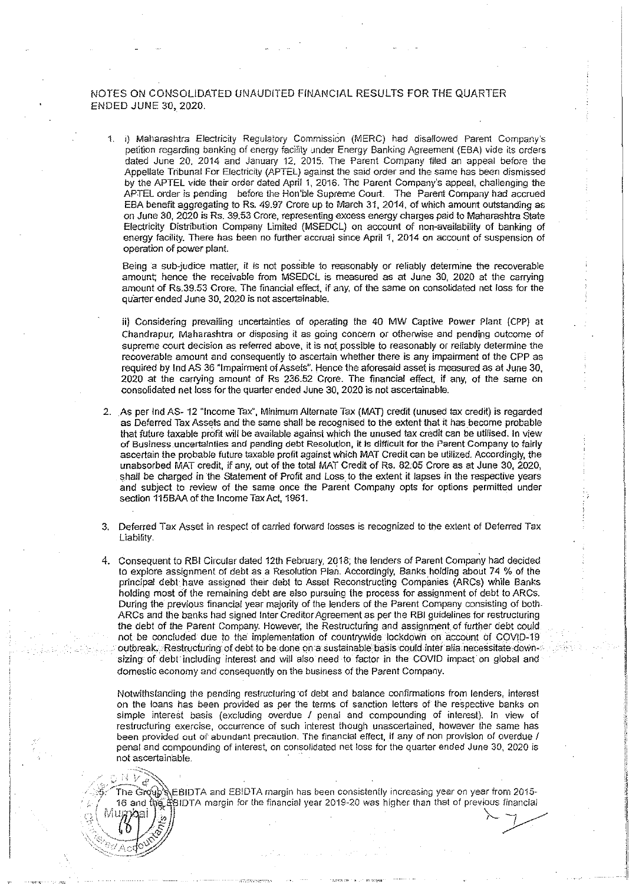# NOTES ON CONSOLIDATED UNAUDITED FINANCIAL RESULTS FOR THE QUARTER ENDED JUNE 30, 2020.

1. i) Maharashtra Electricity Regulatory Commission (MERC) had disallowed Parent Company's petition regarding banking of energy facility under Energy Banking Agreement (EBA) vide its orders dated June 20, 2014 and January 12, 2015. The Parent Company filed an appeal before the Appellate Tribunal For Electricity (APTEL) against the said order and the same has been dismissed by the APTEL vide their order dated April 1, 2016. The Parent Company's appeal, challenging the APTEL order is pending before the Hon'ble Supreme Court. The Parent Company had accrued EBA benefit aggregating to Rs. 49.97 Crore up to March 31, 2014, of which amount outstanding as on June 30, 2020 is Rs. 39.53 Crore, representing excess energy charges paid to Maharashtra State Electricity Distribution Company Limited (MSEDCL) on account of non-availability of banking of energy facility. There has been no further accrual since April 1, 2014 on account of suspension of operation of power plant.

   Being a sub-judice matter, it is not possible to reasonably or reliably determine the recoverable amount; hence the receivable from MSEDCL is measured as at June 30, 2020 at the carrying amount of Rs.39.53 Crore. The financial effect, if any, of the same on consolidated net loss for the quarter ended June 30, 2020 is not ascertainable.

   ii) Considering prevailing uncertainties of operating the 40 MW Captive Power Plant (CPP) at Chandrapur, Maharashtra or disposing it as going concern or otherwise and pending outcome of supreme court decision as referred above, it is not possible to reasonably or reliably determine the recoverable amount and consequently to ascertain whether there is any impairment of the CPP as required by Ind AS 36 "Impairment of Assets". Hence the aforesaid asset is measured as at June 30, 2020 at the carrying amount of Rs 236.52 Crore. The financial effect, if any, of the same on consolidated net loss for the quarter ended June 30, 2020 is not ascertainable.

2. As per Ind AS- 12 "Income Tax", Minimum Alternate Tax (MAT) credit (unused tax credit) is regarded as Deferred Tax Assets and the same shall be recognised to the extent that it has become probable that future taxable profit will be available against which the unused tax credit can be utilised. In view of Business uncertainties and pending debt Resolution, it is difficult for the Parent Company to fairly ascertain the probable future taxable profit against which MAT Credit can be utilized. Accordingly, the unabsorbed MAT credit, if any, out of the total MAT Credit of Rs. 82.05 Crore as at June 30, 2020, shall be charged in the Statement of Profit and Loss to the extent it lapses in the respective years and subject to review of the same once the Parent Company opts for options permitted under section 115BAA of the Income Tax Act, 1961.

3. Deferred Tax Asset in respect of carried forward losses is recognized to the extent of Deferred Tax Liability.

4. Consequent to RBI Circular dated 12th February, 2018; the lenders of Parent Company had decided to explore assignment of debt as a Resolution Plan. Accordingly, Banks holding about 74 % of the principal debt have assigned their debt to Asset Reconstructing Companies (ARCs) while Banks holding most of the remaining debt are also pursuing the process for assignment of debt to ARCs. During the previous financial year majority of the lenders of the Parent Company consisting of both ARCs and the banks had signed Inter Creditor Agreement as per the RBI guidelines for restructuring the debt of the Parent Company. However, the Restructuring and assignment of further debt could not be concluded due to the implementation of countrywide lockdown on account of COVID-19 outbreak. Restructuring of debt to be done on a sustainable basis could inter alia necessitate down-sizing of debt including interest and will also need to factor in the COVID impact on global and domestic economy and consequently on the business of the Parent Company.

   Notwithstanding the pending restructuring of debt and balance confirmations from lenders, interest on the loans has been provided as per the terms of sanction letters of the respective banks on simple interest basis (excluding overdue / penal and compounding of interest). In view of restructuring exercise, occurrence of such interest though unascertained, however the same has been provided out of abundant precaution. The financial effect, if any of non provision of overdue / penal and compounding of interest, on consolidated net loss for the quarter ended June 30, 2020 is not ascertainable.

5. The Group's EBIDTA and EBIDTA margin has been consistently increasing year on year from 2015-16 and the EBIDTA margin for the financial year 2019-20 was higher than that of previous financial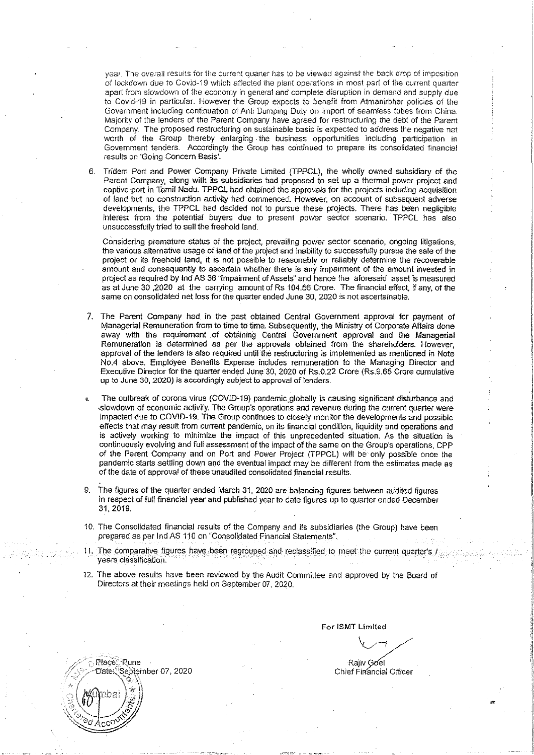year. The overall results for the current quarter has to be viewed against the back drop of imposition of lockdown due to Covid-19 which affected the plant operations in most part of the current quarter apart from slowdown of the economy in general and complete disruption in demand and supply due to Covid-19 in particular. However the Group expects to benefit from Atmanirbhar policies of the Government including continuation of Anti Dumping Duty on import of seamless tubes from China. Majority of the lenders of the Parent Company have agreed for restructuring the debt of the Parent Company. The proposed restructuring on sustainable basis is expected to address the negative net worth of the Group thereby enlarging the business opportunities including participation in Government tenders. Accordingly the Group has continued to prepare its consolidated financial results on 'Going Concern Basis'.

6. Tridem Port and Power Company Private Limited (TPPCL), the wholly owned subsidiary of the Parent Company, along with its subsidiaries had proposed to set up a thermal power project and captive port in Tamil Nadu. TPPCL had obtained the approvals for the projects including acquisition of land but no construction activity had commenced. However, on account of subsequent adverse developments, the TPPCL had decided not to pursue these projects. There has been negligible interest from the potential buyers due to present power sector scenario. TPPCL has also unsuccessfully tried to sell the freehold land.

   Considering premature status of the project, prevailing power sector scenario, ongoing litigations, the various alternative usage of land of the project and inability to successfully pursue the sale of the project or its freehold land, it is not possible to reasonably or reliably determine the recoverable amount and consequently to ascertain whether there is any impairment of the amount invested in project as required by Ind AS 36 "Impairment of Assets" and hence the aforesaid asset is measured as at June 30 ,2020 at the carrying amount of Rs 104.56 Crore. The financial effect, if any, of the same on consolidated net loss for the quarter ended June 30, 2020 is not ascertainable.

7. The Parent Company had in the past obtained Central Government approval for payment of Managerial Remuneration from time to time. Subsequently, the Ministry of Corporate Affairs done away with the requirement of obtaining Central Government approval and the Managerial Remuneration is determined as per the approvals obtained from the shareholders. However, approval of the lenders is also required until the restructuring is implemented as mentioned in Note No.4 above. Employee Benefits Expense includes remuneration to the Managing Director and Executive Director for the quarter ended June 30, 2020 of Rs.0.22 Crore (Rs.9.65 Crore cumulative up to June 30, 2020) is accordingly subject to approval of lenders.

8. The outbreak of corona virus (COVID-19) pandemic globally is causing significant disturbance and slowdown of economic activity. The Group's operations and revenue during the current quarter were impacted due to COVID-19. The Group continues to closely monitor the developments and possible effects that may result from current pandemic, on its financial condition, liquidity and operations and is actively working to minimize the impact of this unprecedented situation. As the situation is continuously evolving and full assessment of the impact of the same on the Group's operations, CPP of the Parent Company and on Port and Power Project (TPPCL) will be only possible once the pandemic starts settling down and the eventual impact may be different from the estimates made as of the date of approval of these unaudited consolidated financial results.

9. The figures of the quarter ended March 31, 2020 are balancing figures between audited figures in respect of full financial year and published year to date figures up to quarter ended December 31, 2019.

10. The Consolidated financial results of the Company and its subsidiaries (the Group) have been prepared as per Ind AS 110 on "Consolidated Financial Statements".

11. The comparative figures have been regrouped and reclassified to meet the current quarter's / years classification.

12. The above results have been reviewed by the Audit Committee and approved by the Board of Directors at their meetings held on September 07, 2020.

**For ISMT Limited**

Rajiv Goel
Chief Financial Officer

Place: Pune
Date: September 07, 2020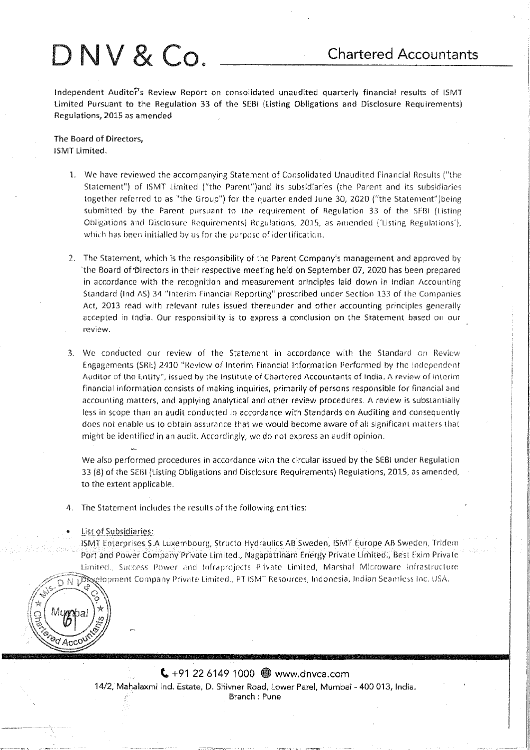# D N V & Co.

Chartered Accountants

Independent Auditor's Review Report on consolidated unaudited quarterly financial results of ISMT Limited Pursuant to the Regulation 33 of the SEBI (Listing Obligations and Disclosure Requirements) Regulations, 2015 as amended

The Board of Directors,
ISMT Limited.

1. We have reviewed the accompanying Statement of Consolidated Unaudited Financial Results ("the Statement") of ISMT Limited ("the Parent")and its subsidiaries (the Parent and its subsidiaries together referred to as "the Group") for the quarter ended June 30, 2020 ("the Statement")being submitted by the Parent pursuant to the requirement of Regulation 33 of the SEBI (Listing Obligations and Disclosure Requirements) Regulations, 2015, as amended ('Listing Regulations'), which has been initialled by us for the purpose of identification.

2. The Statement, which is the responsibility of the Parent Company's management and approved by the Board of Directors in their respective meeting held on September 07, 2020 has been prepared in accordance with the recognition and measurement principles laid down in Indian Accounting Standard (Ind AS) 34 "Interim Financial Reporting" prescribed under Section 133 of the Companies Act, 2013 read with relevant rules issued thereunder and other accounting principles generally accepted in India. Our responsibility is to express a conclusion on the Statement based on our review.

3. We conducted our review of the Statement in accordance with the Standard on Review Engagements (SRE) 2410 "Review of Interim Financial Information Performed by the Independent Auditor of the Entity", issued by the Institute of Chartered Accountants of India. A review of interim financial information consists of making inquiries, primarily of persons responsible for financial and accounting matters, and applying analytical and other review procedures. A review is substantially less in scope than an audit conducted in accordance with Standards on Auditing and consequently does not enable us to obtain assurance that we would become aware of all significant matters that might be identified in an audit. Accordingly, we do not express an audit opinion.

   We also performed procedures in accordance with the circular issued by the SEBI under Regulation 33 (8) of the SEBI (Listing Obligations and Disclosure Requirements) Regulations, 2015, as amended, to the extent applicable.

4. The Statement includes the results of the following entities:

- List of Subsidiaries:
  ISMT Enterprises S.A Luxembourg, Structo Hydraulics AB Sweden, ISMT Europe AB Sweden, Tridem Port and Power Company Private Limited., Nagapattinam Energy Private Limited., Best Exim Private Limited., Success Power and Infraprojects Private Limited, Marshal Microware Infrastructure Development Company Private Limited., PT ISMT Resources, Indonesia, Indian Seamless Inc. USA.

+91 22 6149 1000 www.dnvca.com
14/2, Mahalaxmi Ind. Estate, D. Shivner Road, Lower Parel, Mumbai - 400 013, India.
Branch : Pune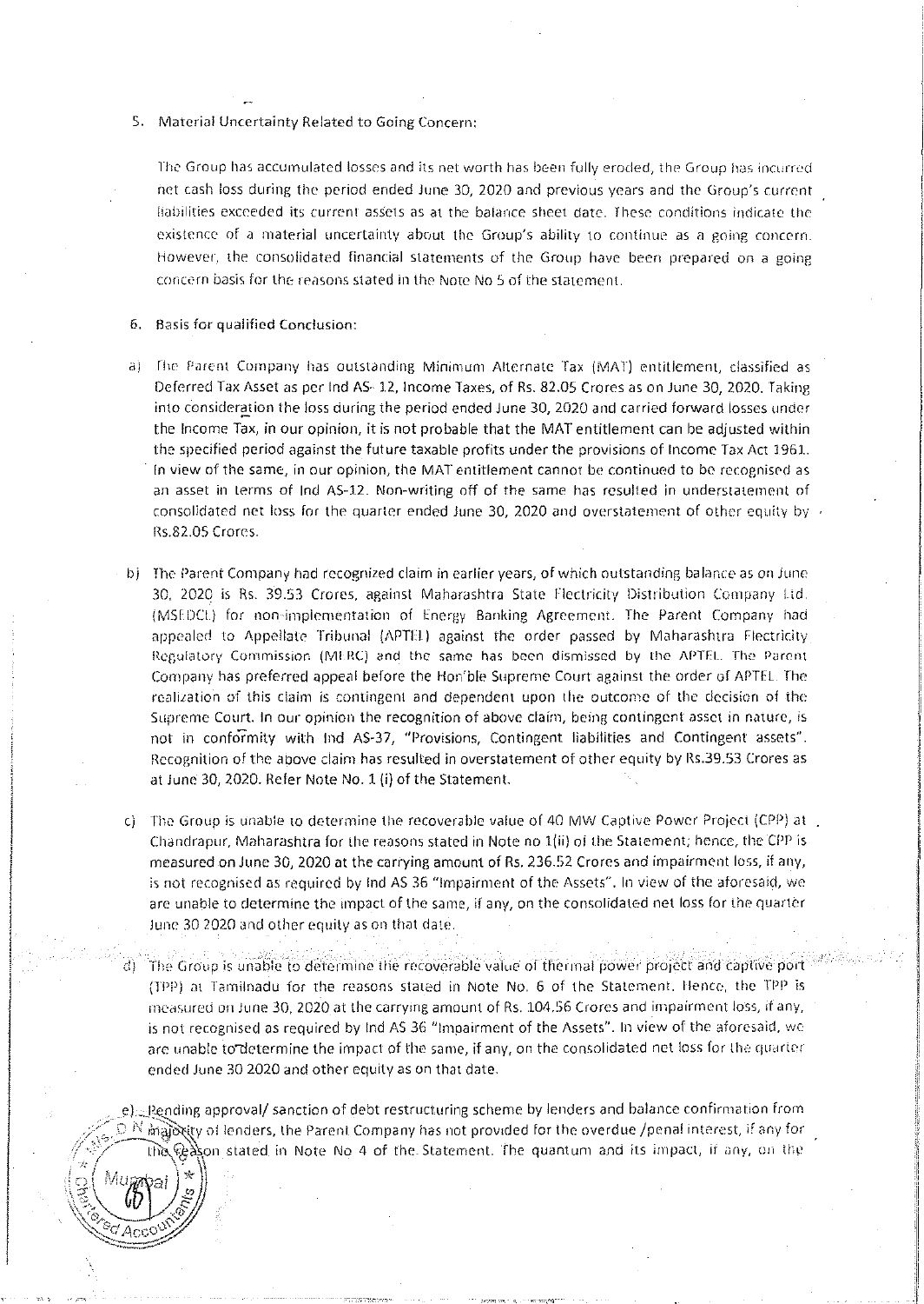5. Material Uncertainty Related to Going Concern:

The Group has accumulated losses and its net worth has been fully eroded, the Group has incurred net cash loss during the period ended June 30, 2020 and previous years and the Group's current liabilities exceeded its current assets as at the balance sheet date. These conditions indicate the existence of a material uncertainty about the Group's ability to continue as a going concern. However, the consolidated financial statements of the Group have been prepared on a going concern basis for the reasons stated in the Note No 5 of the statement.

6. Basis for qualified Conclusion:

a) The Parent Company has outstanding Minimum Alternate Tax (MAT) entitlement, classified as Deferred Tax Asset as per Ind AS- 12, Income Taxes, of Rs. 82.05 Crores as on June 30, 2020. Taking into consideration the loss during the period ended June 30, 2020 and carried forward losses under the Income Tax, in our opinion, it is not probable that the MAT entitlement can be adjusted within the specified period against the future taxable profits under the provisions of Income Tax Act 1961. In view of the same, in our opinion, the MAT entitlement cannot be continued to be recognised as an asset in terms of Ind AS-12. Non-writing off of the same has resulted in understatement of consolidated net loss for the quarter ended June 30, 2020 and overstatement of other equity by Rs.82.05 Crores.

b) The Parent Company had recognized claim in earlier years, of which outstanding balance as on June 30, 2020 is Rs. 39.53 Crores, against Maharashtra State Electricity Distribution Company Ltd. (MSEDCL) for non-implementation of Energy Banking Agreement. The Parent Company had appealed to Appellate Tribunal (APTEL) against the order passed by Maharashtra Electricity Regulatory Commission (MERC) and the same has been dismissed by the APTEL. The Parent Company has preferred appeal before the Hon'ble Supreme Court against the order of APTEL. The realization of this claim is contingent and dependent upon the outcome of the decision of the Supreme Court. In our opinion the recognition of above claim, being contingent asset in nature, is not in conformity with Ind AS-37, "Provisions, Contingent liabilities and Contingent assets". Recognition of the above claim has resulted in overstatement of other equity by Rs.39.53 Crores as at June 30, 2020. Refer Note No. 1 (i) of the Statement.

c) The Group is unable to determine the recoverable value of 40 MW Captive Power Project (CPP) at Chandrapur, Maharashtra for the reasons stated in Note no 1(ii) of the Statement; hence, the CPP is measured on June 30, 2020 at the carrying amount of Rs. 236.52 Crores and impairment loss, if any, is not recognised as required by Ind AS 36 "Impairment of the Assets". In view of the aforesaid, we are unable to determine the impact of the same, if any, on the consolidated net loss for the quarter June 30 2020 and other equity as on that date.

d) The Group is unable to determine the recoverable value of thermal power project and captive port (TPP) at Tamilnadu for the reasons stated in Note No. 6 of the Statement. Hence, the TPP is measured on June 30, 2020 at the carrying amount of Rs. 104.56 Crores and impairment loss, if any, is not recognised as required by Ind AS 36 "Impairment of the Assets". In view of the aforesaid, we are unable to determine the impact of the same, if any, on the consolidated net loss for the quarter ended June 30 2020 and other equity as on that date.

e) Pending approval/ sanction of debt restructuring scheme by lenders and balance confirmation from majority of lenders, the Parent Company has not provided for the overdue /penal interest, if any for the reason stated in Note No 4 of the Statement. The quantum and its impact, if any, on the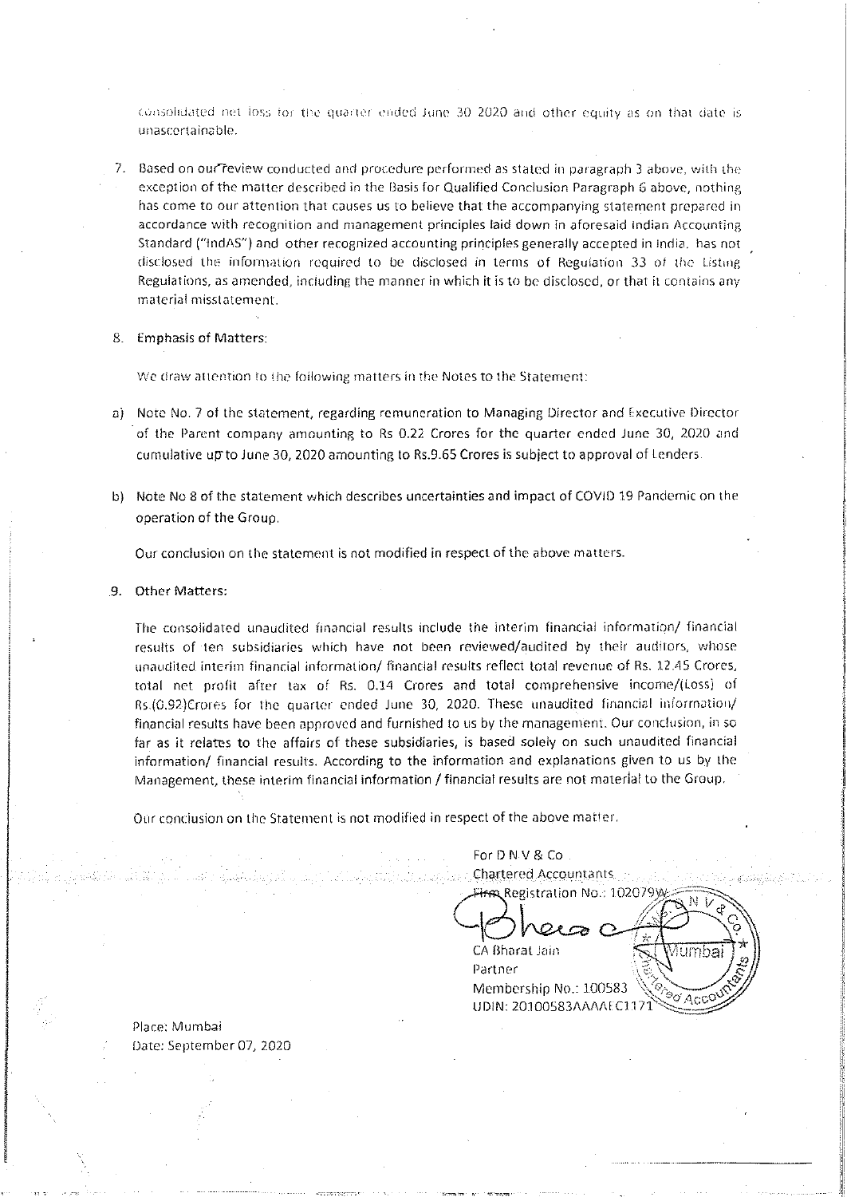consolidated net loss for the quarter ended June 30 2020 and other equity as on that date is unascertainable.

7. Based on our review conducted and procedure performed as stated in paragraph 3 above, with the exception of the matter described in the Basis for Qualified Conclusion Paragraph 6 above, nothing has come to our attention that causes us to believe that the accompanying statement prepared in accordance with recognition and management principles laid down in aforesaid Indian Accounting Standard ("IndAS") and other recognized accounting principles generally accepted in India, has not disclosed the information required to be disclosed in terms of Regulation 33 of the Listing Regulations, as amended, including the manner in which it is to be disclosed, or that it contains any material misstatement.

8. Emphasis of Matters:

We draw attention to the following matters in the Notes to the Statement:

a) Note No. 7 of the statement, regarding remuneration to Managing Director and Executive Director of the Parent company amounting to Rs 0.22 Crores for the quarter ended June 30, 2020 and cumulative up to June 30, 2020 amounting to Rs.9.65 Crores is subject to approval of Lenders.

b) Note No 8 of the statement which describes uncertainties and impact of COVID 19 Pandemic on the operation of the Group.

Our conclusion on the statement is not modified in respect of the above matters.

9. Other Matters:

The consolidated unaudited financial results include the interim financial information/ financial results of ten subsidiaries which have not been reviewed/audited by their auditors, whose unaudited interim financial information/ financial results reflect total revenue of Rs. 12.45 Crores, total net profit after tax of Rs. 0.14 Crores and total comprehensive income/(Loss) of Rs.(0.92)Crores for the quarter ended June 30, 2020. These unaudited financial information/ financial results have been approved and furnished to us by the management. Our conclusion, in so far as it relates to the affairs of these subsidiaries, is based solely on such unaudited financial information/ financial results. According to the information and explanations given to us by the Management, these interim financial information / financial results are not material to the Group.

Our conclusion on the Statement is not modified in respect of the above matter.

For D N V & Co
Chartered Accountants
Firm Registration No.: 102079W

CA Bharat Jain
Partner
Membership No.: 100583
UDIN: 20100583AAAAEC1171

Place: Mumbai
Date: September 07, 2020